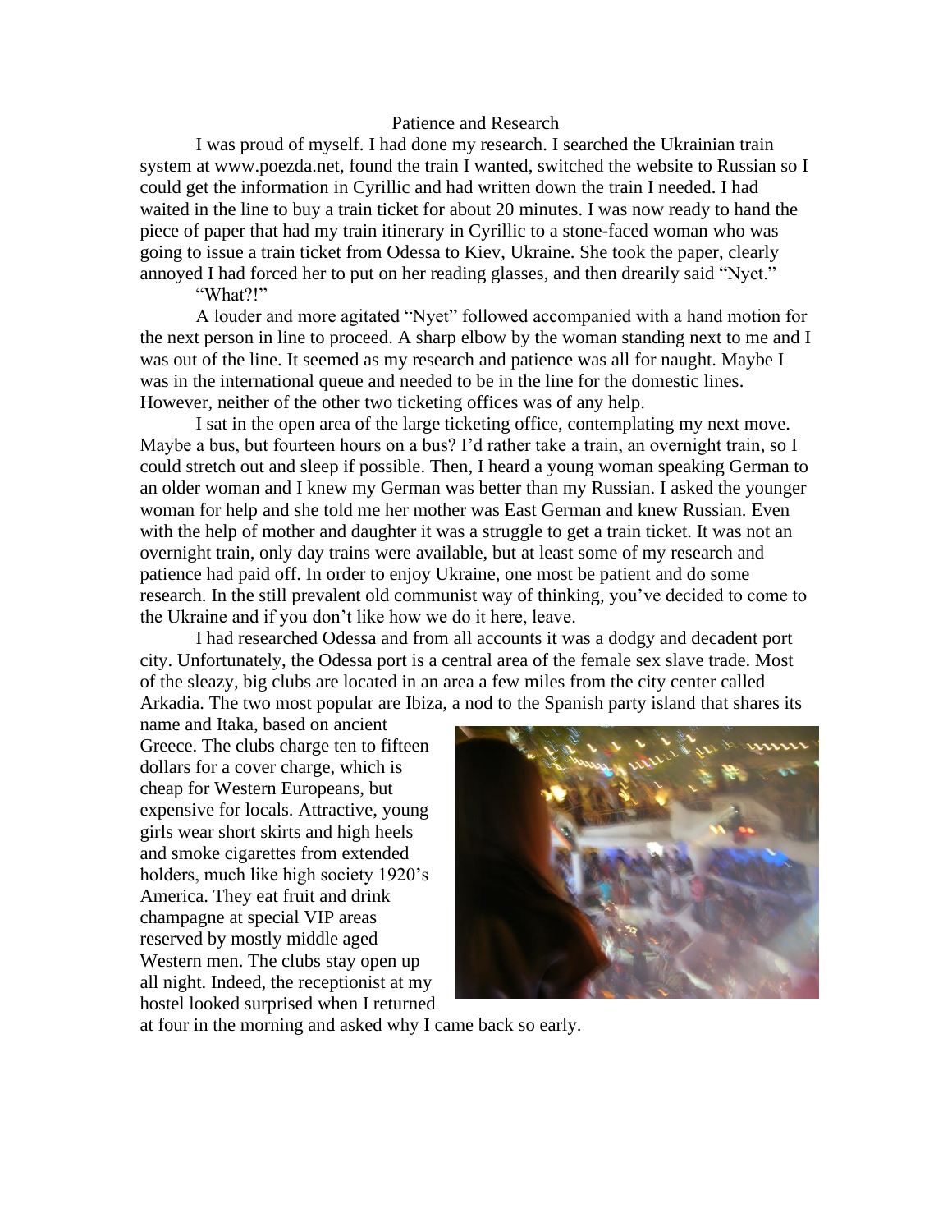# Patience and Research

I was proud of myself. I had done my research. I searched the Ukrainian train system at www.poezda.net, found the train I wanted, switched the website to Russian so I could get the information in Cyrillic and had written down the train I needed. I had waited in the line to buy a train ticket for about 20 minutes. I was now ready to hand the piece of paper that had my train itinerary in Cyrillic to a stone-faced woman who was going to issue a train ticket from Odessa to Kiev, Ukraine. She took the paper, clearly annoyed I had forced her to put on her reading glasses, and then drearily said "Nyet."

"What?!"

A louder and more agitated "Nyet" followed accompanied with a hand motion for the next person in line to proceed. A sharp elbow by the woman standing next to me and I was out of the line. It seemed as my research and patience was all for naught. Maybe I was in the international queue and needed to be in the line for the domestic lines. However, neither of the other two ticketing offices was of any help.

I sat in the open area of the large ticketing office, contemplating my next move. Maybe a bus, but fourteen hours on a bus? I'd rather take a train, an overnight train, so I could stretch out and sleep if possible. Then, I heard a young woman speaking German to an older woman and I knew my German was better than my Russian. I asked the younger woman for help and she told me her mother was East German and knew Russian. Even with the help of mother and daughter it was a struggle to get a train ticket. It was not an overnight train, only day trains were available, but at least some of my research and patience had paid off. In order to enjoy Ukraine, one most be patient and do some research. In the still prevalent old communist way of thinking, you've decided to come to the Ukraine and if you don't like how we do it here, leave.

I had researched Odessa and from all accounts it was a dodgy and decadent port city. Unfortunately, the Odessa port is a central area of the female sex slave trade. Most of the sleazy, big clubs are located in an area a few miles from the city center called Arkadia. The two most popular are Ibiza, a nod to the Spanish party island that shares its name and Itaka, based on ancient Greece. The clubs charge ten to fifteen dollars for a cover charge, which is cheap for Western Europeans, but expensive for locals. Attractive, young girls wear short skirts and high heels and smoke cigarettes from extended holders, much like high society 1920's America. They eat fruit and drink champagne at special VIP areas reserved by mostly middle aged Western men. The clubs stay open up all night. Indeed, the receptionist at my hostel looked surprised when I returned at four in the morning and asked why I came back so early.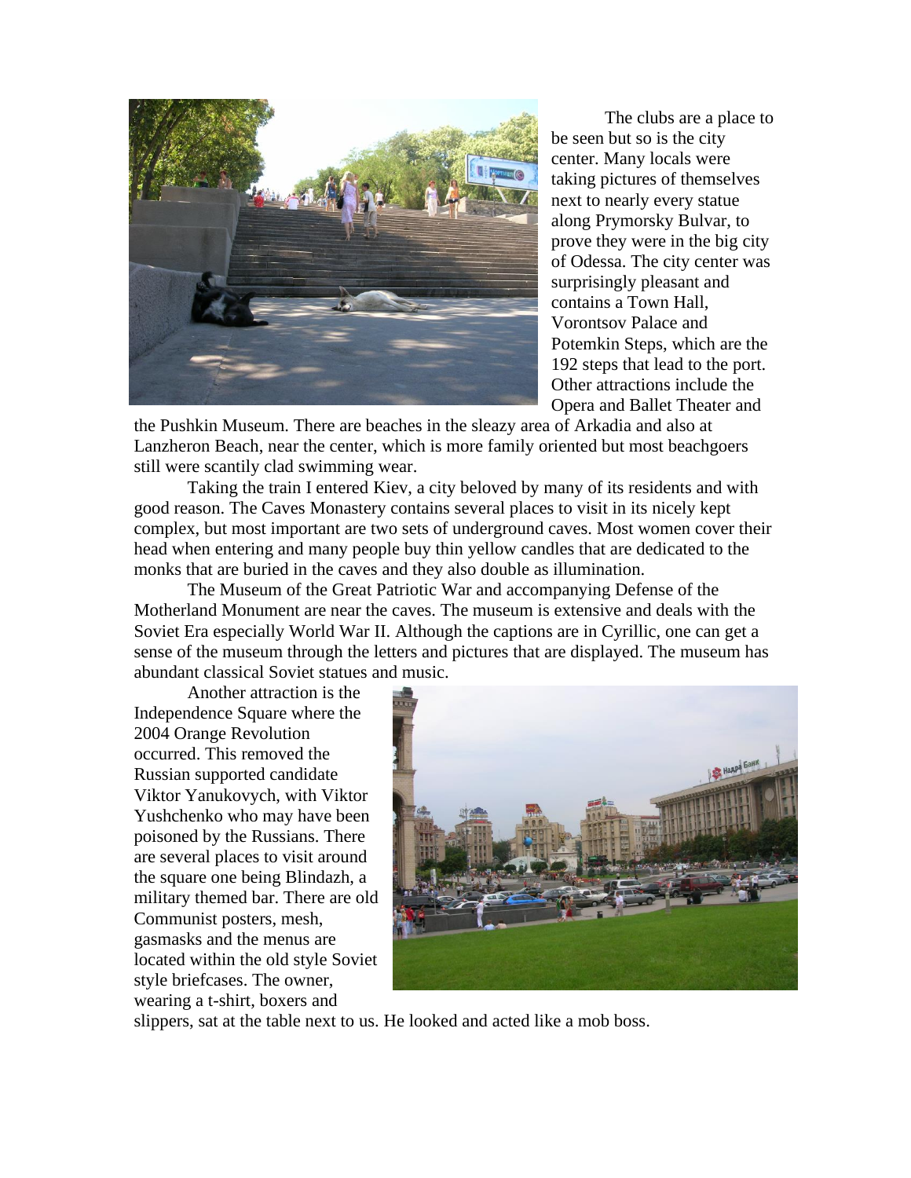The clubs are a place to be seen but so is the city center. Many locals were taking pictures of themselves next to nearly every statue along Prymorsky Bulvar, to prove they were in the big city of Odessa. The city center was surprisingly pleasant and contains a Town Hall, Vorontsov Palace and Potemkin Steps, which are the 192 steps that lead to the port. Other attractions include the Opera and Ballet Theater and the Pushkin Museum. There are beaches in the sleazy area of Arkadia and also at Lanzheron Beach, near the center, which is more family oriented but most beachgoers still were scantily clad swimming wear.

Taking the train I entered Kiev, a city beloved by many of its residents and with good reason. The Caves Monastery contains several places to visit in its nicely kept complex, but most important are two sets of underground caves. Most women cover their head when entering and many people buy thin yellow candles that are dedicated to the monks that are buried in the caves and they also double as illumination.

The Museum of the Great Patriotic War and accompanying Defense of the Motherland Monument are near the caves. The museum is extensive and deals with the Soviet Era especially World War II. Although the captions are in Cyrillic, one can get a sense of the museum through the letters and pictures that are displayed. The museum has abundant classical Soviet statues and music.

Another attraction is the Independence Square where the 2004 Orange Revolution occurred. This removed the Russian supported candidate Viktor Yanukovych, with Viktor Yushchenko who may have been poisoned by the Russians. There are several places to visit around the square one being Blindazh, a military themed bar. There are old Communist posters, mesh, gasmasks and the menus are located within the old style Soviet style briefcases. The owner, wearing a t-shirt, boxers and slippers, sat at the table next to us. He looked and acted like a mob boss.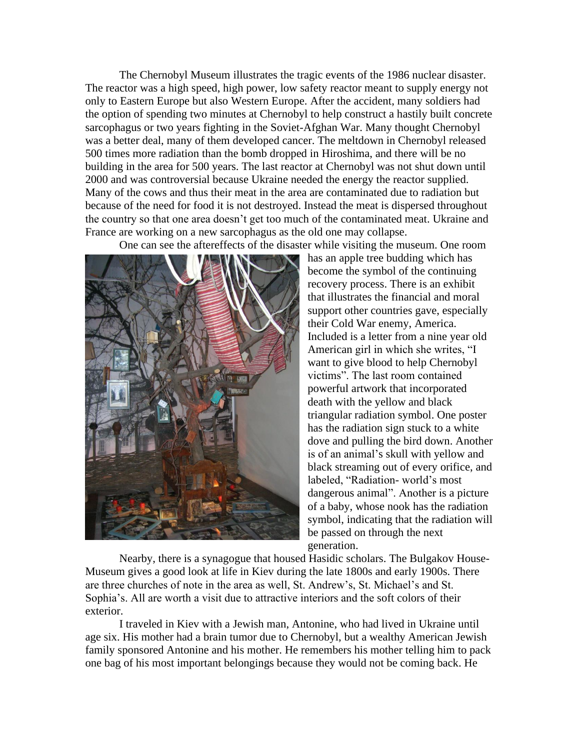The Chernobyl Museum illustrates the tragic events of the 1986 nuclear disaster. The reactor was a high speed, high power, low safety reactor meant to supply energy not only to Eastern Europe but also Western Europe. After the accident, many soldiers had the option of spending two minutes at Chernobyl to help construct a hastily built concrete sarcophagus or two years fighting in the Soviet-Afghan War. Many thought Chernobyl was a better deal, many of them developed cancer. The meltdown in Chernobyl released 500 times more radiation than the bomb dropped in Hiroshima, and there will be no building in the area for 500 years. The last reactor at Chernobyl was not shut down until 2000 and was controversial because Ukraine needed the energy the reactor supplied. Many of the cows and thus their meat in the area are contaminated due to radiation but because of the need for food it is not destroyed. Instead the meat is dispersed throughout the country so that one area doesn't get too much of the contaminated meat. Ukraine and France are working on a new sarcophagus as the old one may collapse.

One can see the aftereffects of the disaster while visiting the museum. One room has an apple tree budding which has become the symbol of the continuing recovery process. There is an exhibit that illustrates the financial and moral support other countries gave, especially their Cold War enemy, America. Included is a letter from a nine year old American girl in which she writes, "I want to give blood to help Chernobyl victims". The last room contained powerful artwork that incorporated death with the yellow and black triangular radiation symbol. One poster has the radiation sign stuck to a white dove and pulling the bird down. Another is of an animal's skull with yellow and black streaming out of every orifice, and labeled, "Radiation- world's most dangerous animal". Another is a picture of a baby, whose nook has the radiation symbol, indicating that the radiation will be passed on through the next generation.

Nearby, there is a synagogue that housed Hasidic scholars. The Bulgakov House-Museum gives a good look at life in Kiev during the late 1800s and early 1900s. There are three churches of note in the area as well, St. Andrew's, St. Michael's and St. Sophia's. All are worth a visit due to attractive interiors and the soft colors of their exterior.

I traveled in Kiev with a Jewish man, Antonine, who had lived in Ukraine until age six. His mother had a brain tumor due to Chernobyl, but a wealthy American Jewish family sponsored Antonine and his mother. He remembers his mother telling him to pack one bag of his most important belongings because they would not be coming back. He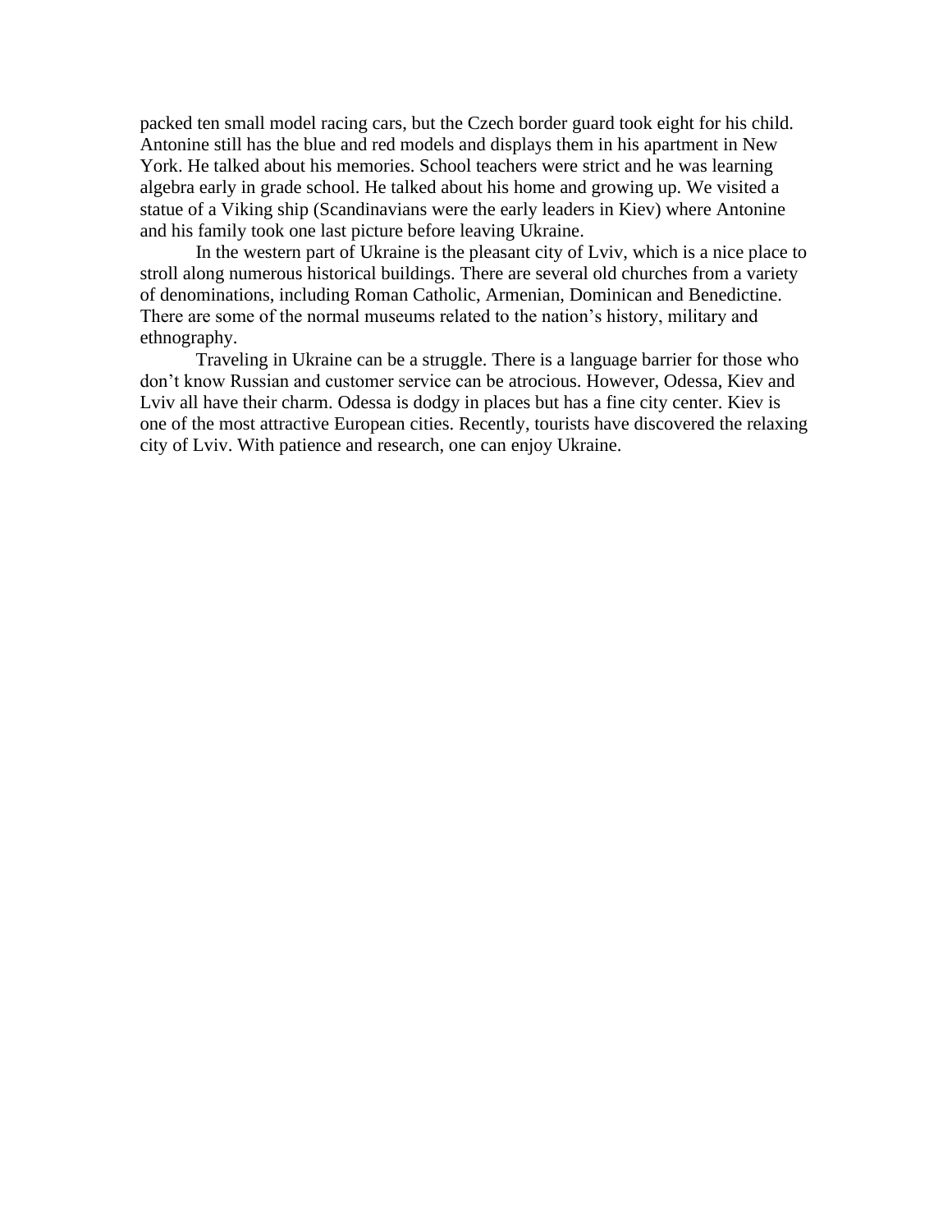packed ten small model racing cars, but the Czech border guard took eight for his child. Antonine still has the blue and red models and displays them in his apartment in New York. He talked about his memories. School teachers were strict and he was learning algebra early in grade school. He talked about his home and growing up. We visited a statue of a Viking ship (Scandinavians were the early leaders in Kiev) where Antonine and his family took one last picture before leaving Ukraine.

In the western part of Ukraine is the pleasant city of Lviv, which is a nice place to stroll along numerous historical buildings. There are several old churches from a variety of denominations, including Roman Catholic, Armenian, Dominican and Benedictine. There are some of the normal museums related to the nation's history, military and ethnography.

Traveling in Ukraine can be a struggle. There is a language barrier for those who don't know Russian and customer service can be atrocious. However, Odessa, Kiev and Lviv all have their charm. Odessa is dodgy in places but has a fine city center. Kiev is one of the most attractive European cities. Recently, tourists have discovered the relaxing city of Lviv. With patience and research, one can enjoy Ukraine.